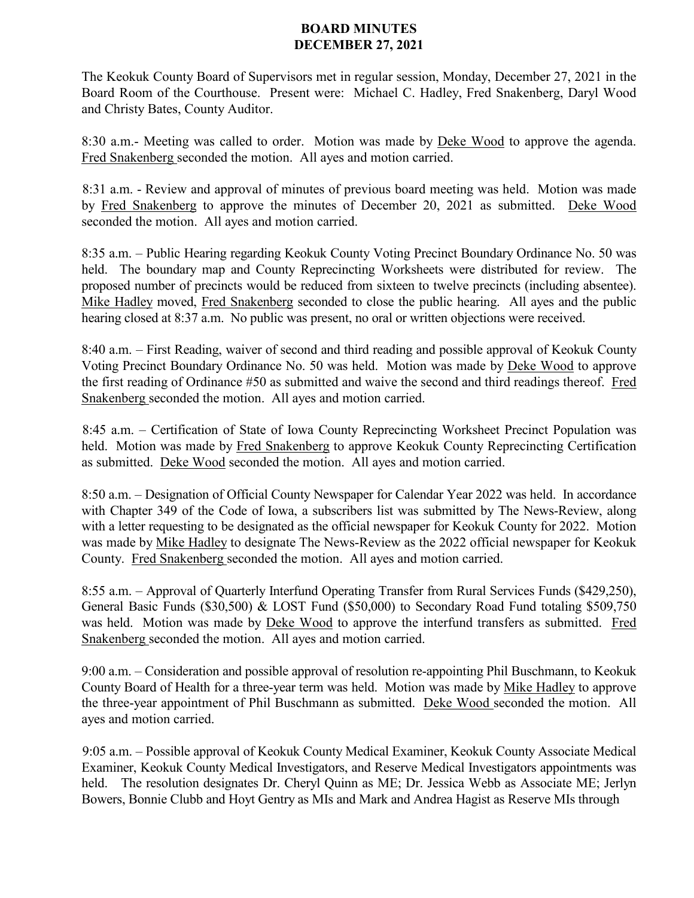# BOARD MINUTES
## DECEMBER 27, 2021

The Keokuk County Board of Supervisors met in regular session, Monday, December 27, 2021 in the Board Room of the Courthouse. Present were: Michael C. Hadley, Fred Snakenberg, Daryl Wood and Christy Bates, County Auditor.

8:30 a.m.- Meeting was called to order. Motion was made by Deke Wood to approve the agenda. Fred Snakenberg seconded the motion. All ayes and motion carried.

8:31 a.m. - Review and approval of minutes of previous board meeting was held. Motion was made by Fred Snakenberg to approve the minutes of December 20, 2021 as submitted. Deke Wood seconded the motion. All ayes and motion carried.

8:35 a.m. – Public Hearing regarding Keokuk County Voting Precinct Boundary Ordinance No. 50 was held. The boundary map and County Reprecincting Worksheets were distributed for review. The proposed number of precincts would be reduced from sixteen to twelve precincts (including absentee). Mike Hadley moved, Fred Snakenberg seconded to close the public hearing. All ayes and the public hearing closed at 8:37 a.m. No public was present, no oral or written objections were received.

8:40 a.m. – First Reading, waiver of second and third reading and possible approval of Keokuk County Voting Precinct Boundary Ordinance No. 50 was held. Motion was made by Deke Wood to approve the first reading of Ordinance #50 as submitted and waive the second and third readings thereof. Fred Snakenberg seconded the motion. All ayes and motion carried.

8:45 a.m. – Certification of State of Iowa County Reprecincting Worksheet Precinct Population was held. Motion was made by Fred Snakenberg to approve Keokuk County Reprecincting Certification as submitted. Deke Wood seconded the motion. All ayes and motion carried.

8:50 a.m. – Designation of Official County Newspaper for Calendar Year 2022 was held. In accordance with Chapter 349 of the Code of Iowa, a subscribers list was submitted by The News-Review, along with a letter requesting to be designated as the official newspaper for Keokuk County for 2022. Motion was made by Mike Hadley to designate The News-Review as the 2022 official newspaper for Keokuk County. Fred Snakenberg seconded the motion. All ayes and motion carried.

8:55 a.m. – Approval of Quarterly Interfund Operating Transfer from Rural Services Funds ($429,250), General Basic Funds ($30,500) & LOST Fund ($50,000) to Secondary Road Fund totaling $509,750 was held. Motion was made by Deke Wood to approve the interfund transfers as submitted. Fred Snakenberg seconded the motion. All ayes and motion carried.

9:00 a.m. – Consideration and possible approval of resolution re-appointing Phil Buschmann, to Keokuk County Board of Health for a three-year term was held. Motion was made by Mike Hadley to approve the three-year appointment of Phil Buschmann as submitted. Deke Wood seconded the motion. All ayes and motion carried.

9:05 a.m. – Possible approval of Keokuk County Medical Examiner, Keokuk County Associate Medical Examiner, Keokuk County Medical Investigators, and Reserve Medical Investigators appointments was held. The resolution designates Dr. Cheryl Quinn as ME; Dr. Jessica Webb as Associate ME; Jerlyn Bowers, Bonnie Clubb and Hoyt Gentry as MIs and Mark and Andrea Hagist as Reserve MIs through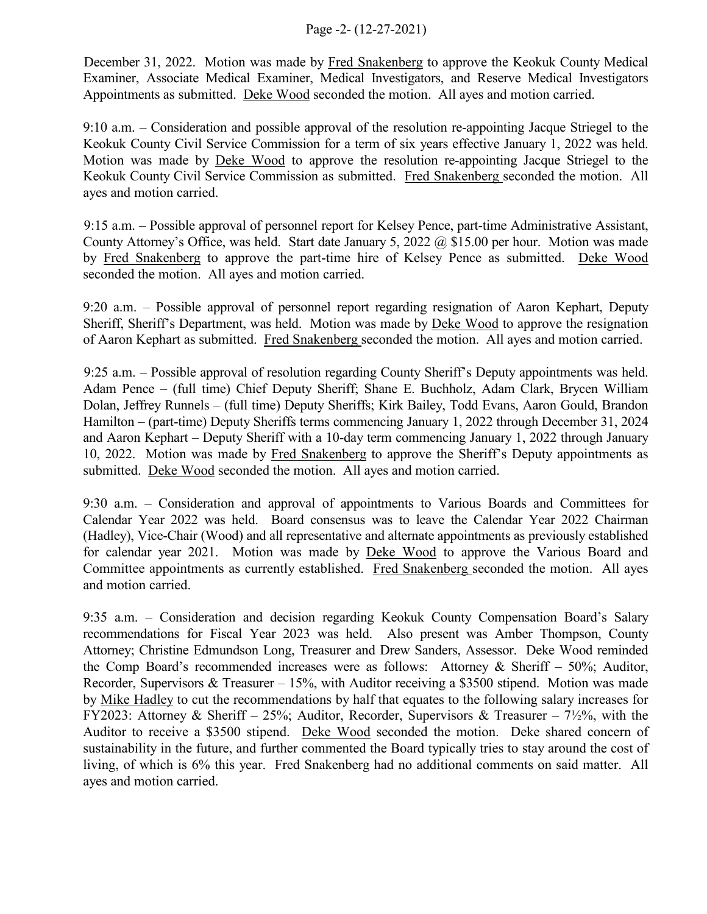December 31, 2022. Motion was made by Fred Snakenberg to approve the Keokuk County Medical Examiner, Associate Medical Examiner, Medical Investigators, and Reserve Medical Investigators Appointments as submitted. Deke Wood seconded the motion. All ayes and motion carried.

9:10 a.m. – Consideration and possible approval of the resolution re-appointing Jacque Striegel to the Keokuk County Civil Service Commission for a term of six years effective January 1, 2022 was held. Motion was made by Deke Wood to approve the resolution re-appointing Jacque Striegel to the Keokuk County Civil Service Commission as submitted. Fred Snakenberg seconded the motion. All ayes and motion carried.

9:15 a.m. – Possible approval of personnel report for Kelsey Pence, part-time Administrative Assistant, County Attorney's Office, was held. Start date January 5, 2022 @ $15.00 per hour. Motion was made by Fred Snakenberg to approve the part-time hire of Kelsey Pence as submitted. Deke Wood seconded the motion. All ayes and motion carried.

9:20 a.m. – Possible approval of personnel report regarding resignation of Aaron Kephart, Deputy Sheriff, Sheriff's Department, was held. Motion was made by Deke Wood to approve the resignation of Aaron Kephart as submitted. Fred Snakenberg seconded the motion. All ayes and motion carried.

9:25 a.m. – Possible approval of resolution regarding County Sheriff's Deputy appointments was held. Adam Pence – (full time) Chief Deputy Sheriff; Shane E. Buchholz, Adam Clark, Brycen William Dolan, Jeffrey Runnels – (full time) Deputy Sheriffs; Kirk Bailey, Todd Evans, Aaron Gould, Brandon Hamilton – (part-time) Deputy Sheriffs terms commencing January 1, 2022 through December 31, 2024 and Aaron Kephart – Deputy Sheriff with a 10-day term commencing January 1, 2022 through January 10, 2022. Motion was made by Fred Snakenberg to approve the Sheriff's Deputy appointments as submitted. Deke Wood seconded the motion. All ayes and motion carried.

9:30 a.m. – Consideration and approval of appointments to Various Boards and Committees for Calendar Year 2022 was held. Board consensus was to leave the Calendar Year 2022 Chairman (Hadley), Vice-Chair (Wood) and all representative and alternate appointments as previously established for calendar year 2021. Motion was made by Deke Wood to approve the Various Board and Committee appointments as currently established. Fred Snakenberg seconded the motion. All ayes and motion carried.

9:35 a.m. – Consideration and decision regarding Keokuk County Compensation Board's Salary recommendations for Fiscal Year 2023 was held. Also present was Amber Thompson, County Attorney; Christine Edmundson Long, Treasurer and Drew Sanders, Assessor. Deke Wood reminded the Comp Board's recommended increases were as follows: Attorney & Sheriff – 50%; Auditor, Recorder, Supervisors & Treasurer – 15%, with Auditor receiving a $3500 stipend. Motion was made by Mike Hadley to cut the recommendations by half that equates to the following salary increases for FY2023: Attorney & Sheriff – 25%; Auditor, Recorder, Supervisors & Treasurer – 7½%, with the Auditor to receive a $3500 stipend. Deke Wood seconded the motion. Deke shared concern of sustainability in the future, and further commented the Board typically tries to stay around the cost of living, of which is 6% this year. Fred Snakenberg had no additional comments on said matter. All ayes and motion carried.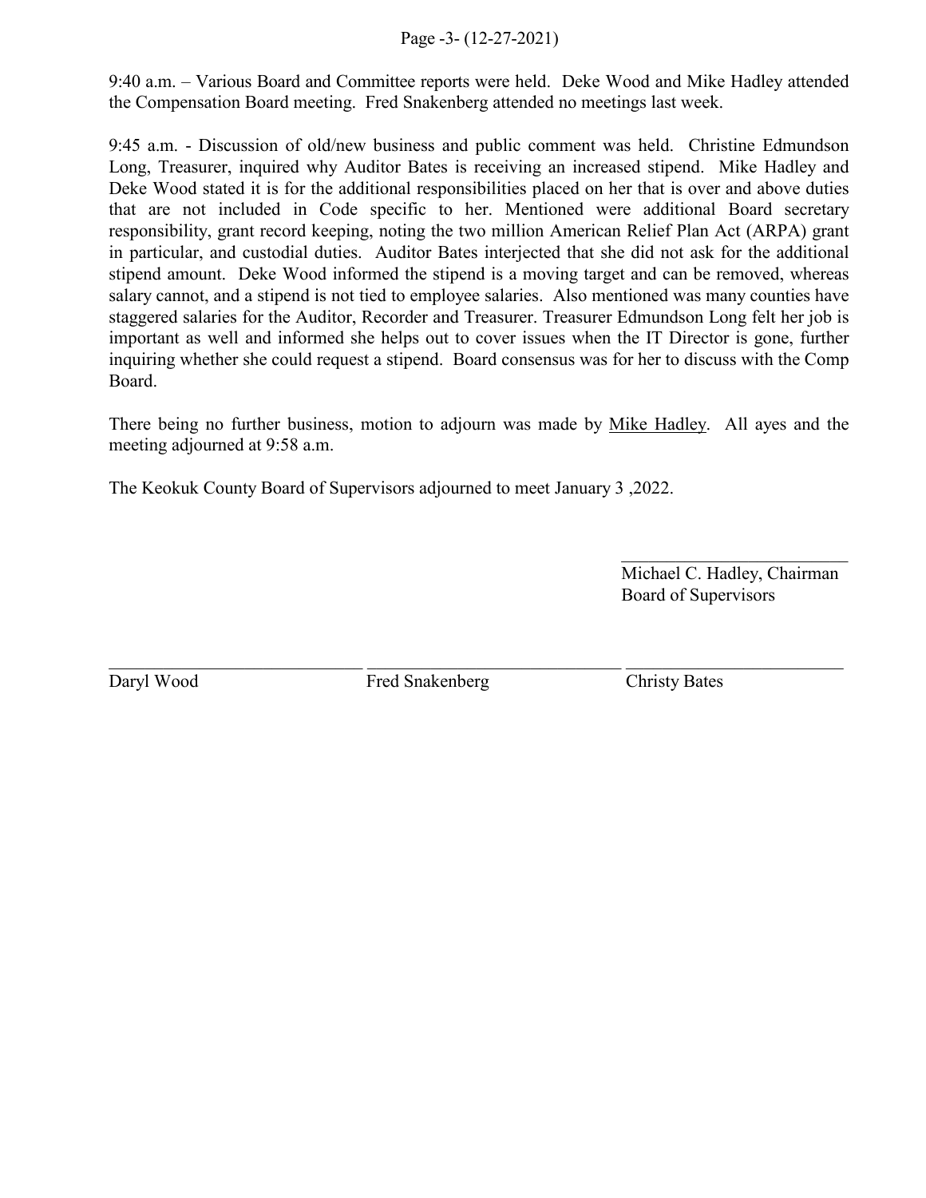9:40 a.m. – Various Board and Committee reports were held. Deke Wood and Mike Hadley attended the Compensation Board meeting. Fred Snakenberg attended no meetings last week.

9:45 a.m. - Discussion of old/new business and public comment was held. Christine Edmundson Long, Treasurer, inquired why Auditor Bates is receiving an increased stipend. Mike Hadley and Deke Wood stated it is for the additional responsibilities placed on her that is over and above duties that are not included in Code specific to her. Mentioned were additional Board secretary responsibility, grant record keeping, noting the two million American Relief Plan Act (ARPA) grant in particular, and custodial duties. Auditor Bates interjected that she did not ask for the additional stipend amount. Deke Wood informed the stipend is a moving target and can be removed, whereas salary cannot, and a stipend is not tied to employee salaries. Also mentioned was many counties have staggered salaries for the Auditor, Recorder and Treasurer. Treasurer Edmundson Long felt her job is important as well and informed she helps out to cover issues when the IT Director is gone, further inquiring whether she could request a stipend. Board consensus was for her to discuss with the Comp Board.

There being no further business, motion to adjourn was made by Mike Hadley. All ayes and the meeting adjourned at 9:58 a.m.

The Keokuk County Board of Supervisors adjourned to meet January 3 ,2022.

\_\_\_\_\_\_\_\_\_\_\_\_\_\_\_\_\_\_\_\_\_\_\_\_\_\_
Michael C. Hadley, Chairman
Board of Supervisors

\_\_\_\_\_\_\_\_\_\_\_\_\_\_\_\_\_\_\_\_\_\_\_\_\_\_ \_\_\_\_\_\_\_\_\_\_\_\_\_\_\_\_\_\_\_\_\_\_\_\_\_\_ \_\_\_\_\_\_\_\_\_\_\_\_\_\_\_\_\_\_\_\_\_\_\_\_\_\_

Daryl Wood Fred Snakenberg Christy Bates